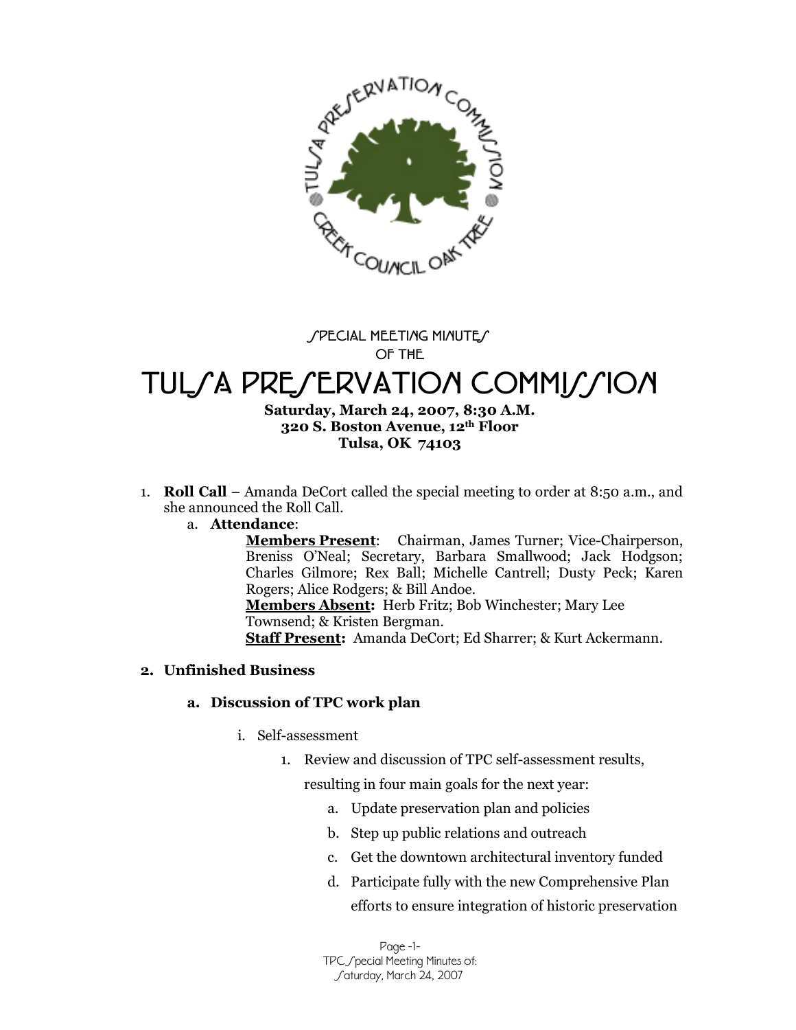SPECIAL MEETING MINUTES
OF THE

# TULSA PRESERVATION COMMISSION

**Saturday, March 24, 2007, 8:30 A.M.**
**320 S. Boston Avenue, 12th Floor**
**Tulsa, OK 74103**

1. **Roll Call** – Amanda DeCort called the special meeting to order at 8:50 a.m., and she announced the Roll Call.
    a. **Attendance**:
        **Members Present**: Chairman, James Turner; Vice-Chairperson, Breniss O'Neal; Secretary, Barbara Smallwood; Jack Hodgson; Charles Gilmore; Rex Ball; Michelle Cantrell; Dusty Peck; Karen Rogers; Alice Rodgers; & Bill Andoe.
        **Members Absent:** Herb Fritz; Bob Winchester; Mary Lee Townsend; & Kristen Bergman.
        **Staff Present:** Amanda DeCort; Ed Sharrer; & Kurt Ackermann.

2. **Unfinished Business**

    a. **Discussion of TPC work plan**

        i. Self-assessment

            1. Review and discussion of TPC self-assessment results, resulting in four main goals for the next year:
                a. Update preservation plan and policies
                b. Step up public relations and outreach
                c. Get the downtown architectural inventory funded
                d. Participate fully with the new Comprehensive Plan efforts to ensure integration of historic preservation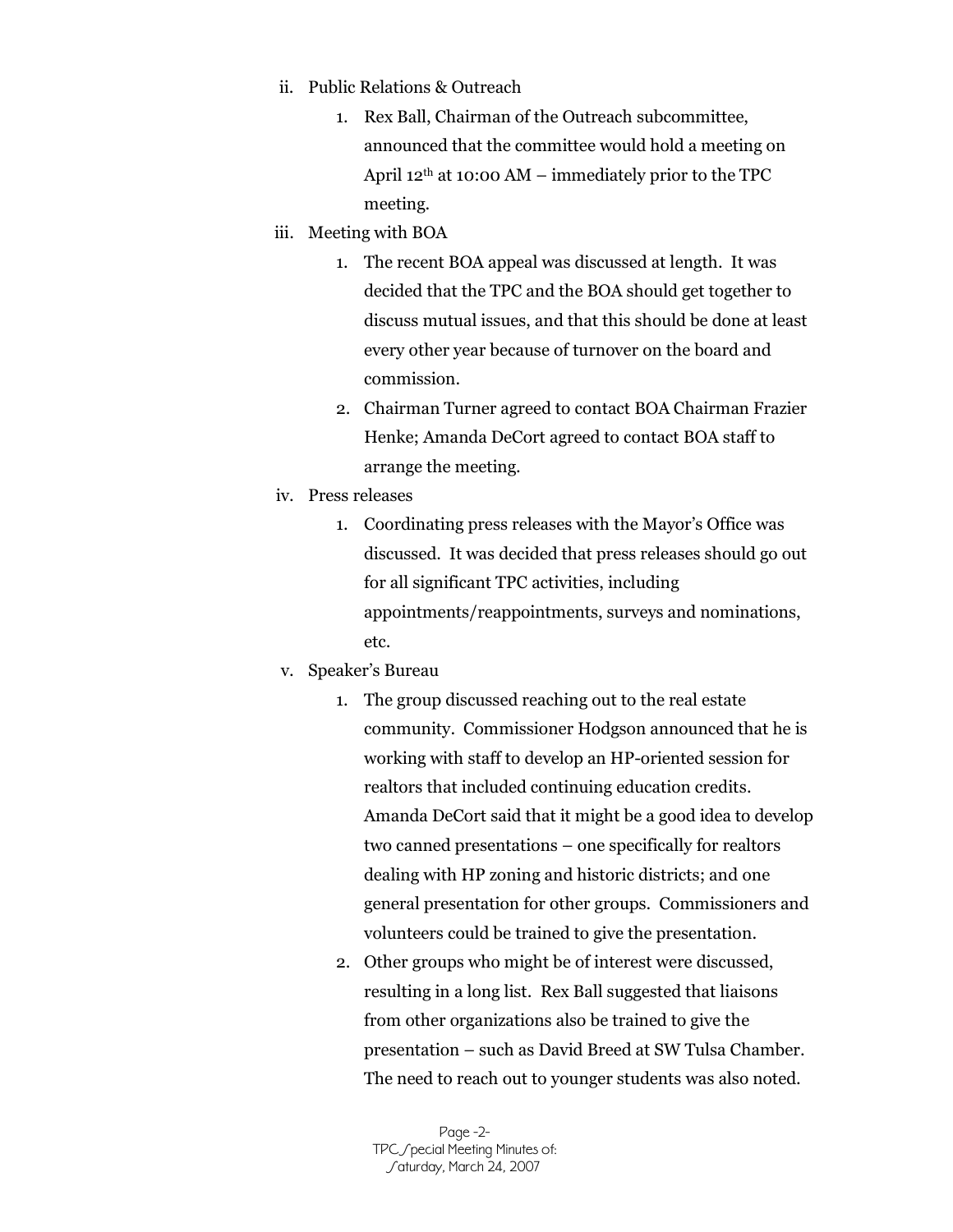ii. Public Relations & Outreach

   1. Rex Ball, Chairman of the Outreach subcommittee, announced that the committee would hold a meeting on April 12th at 10:00 AM – immediately prior to the TPC meeting.

iii. Meeting with BOA

   1. The recent BOA appeal was discussed at length. It was decided that the TPC and the BOA should get together to discuss mutual issues, and that this should be done at least every other year because of turnover on the board and commission.
   2. Chairman Turner agreed to contact BOA Chairman Frazier Henke; Amanda DeCort agreed to contact BOA staff to arrange the meeting.

iv. Press releases

   1. Coordinating press releases with the Mayor's Office was discussed. It was decided that press releases should go out for all significant TPC activities, including appointments/reappointments, surveys and nominations, etc.

v. Speaker's Bureau

   1. The group discussed reaching out to the real estate community. Commissioner Hodgson announced that he is working with staff to develop an HP-oriented session for realtors that included continuing education credits. Amanda DeCort said that it might be a good idea to develop two canned presentations – one specifically for realtors dealing with HP zoning and historic districts; and one general presentation for other groups. Commissioners and volunteers could be trained to give the presentation.
   2. Other groups who might be of interest were discussed, resulting in a long list. Rex Ball suggested that liaisons from other organizations also be trained to give the presentation – such as David Breed at SW Tulsa Chamber. The need to reach out to younger students was also noted.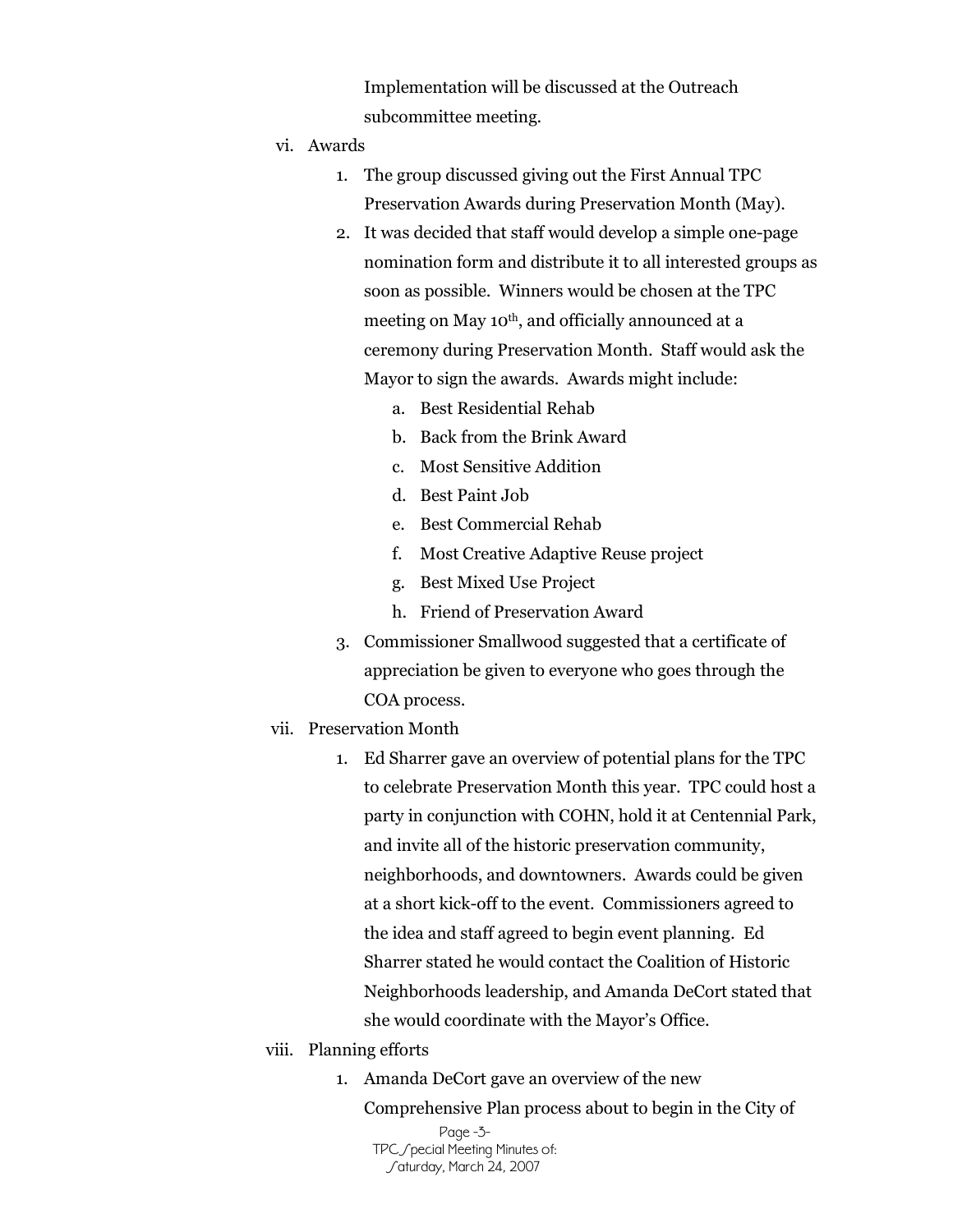Implementation will be discussed at the Outreach subcommittee meeting.

vi. Awards

1. The group discussed giving out the First Annual TPC Preservation Awards during Preservation Month (May).
2. It was decided that staff would develop a simple one-page nomination form and distribute it to all interested groups as soon as possible. Winners would be chosen at the TPC meeting on May 10th, and officially announced at a ceremony during Preservation Month. Staff would ask the Mayor to sign the awards. Awards might include:
    a. Best Residential Rehab
    b. Back from the Brink Award
    c. Most Sensitive Addition
    d. Best Paint Job
    e. Best Commercial Rehab
    f. Most Creative Adaptive Reuse project
    g. Best Mixed Use Project
    h. Friend of Preservation Award
3. Commissioner Smallwood suggested that a certificate of appreciation be given to everyone who goes through the COA process.

vii. Preservation Month

1. Ed Sharrer gave an overview of potential plans for the TPC to celebrate Preservation Month this year. TPC could host a party in conjunction with COHN, hold it at Centennial Park, and invite all of the historic preservation community, neighborhoods, and downtowners. Awards could be given at a short kick-off to the event. Commissioners agreed to the idea and staff agreed to begin event planning. Ed Sharrer stated he would contact the Coalition of Historic Neighborhoods leadership, and Amanda DeCort stated that she would coordinate with the Mayor's Office.

viii. Planning efforts

1. Amanda DeCort gave an overview of the new Comprehensive Plan process about to begin in the City of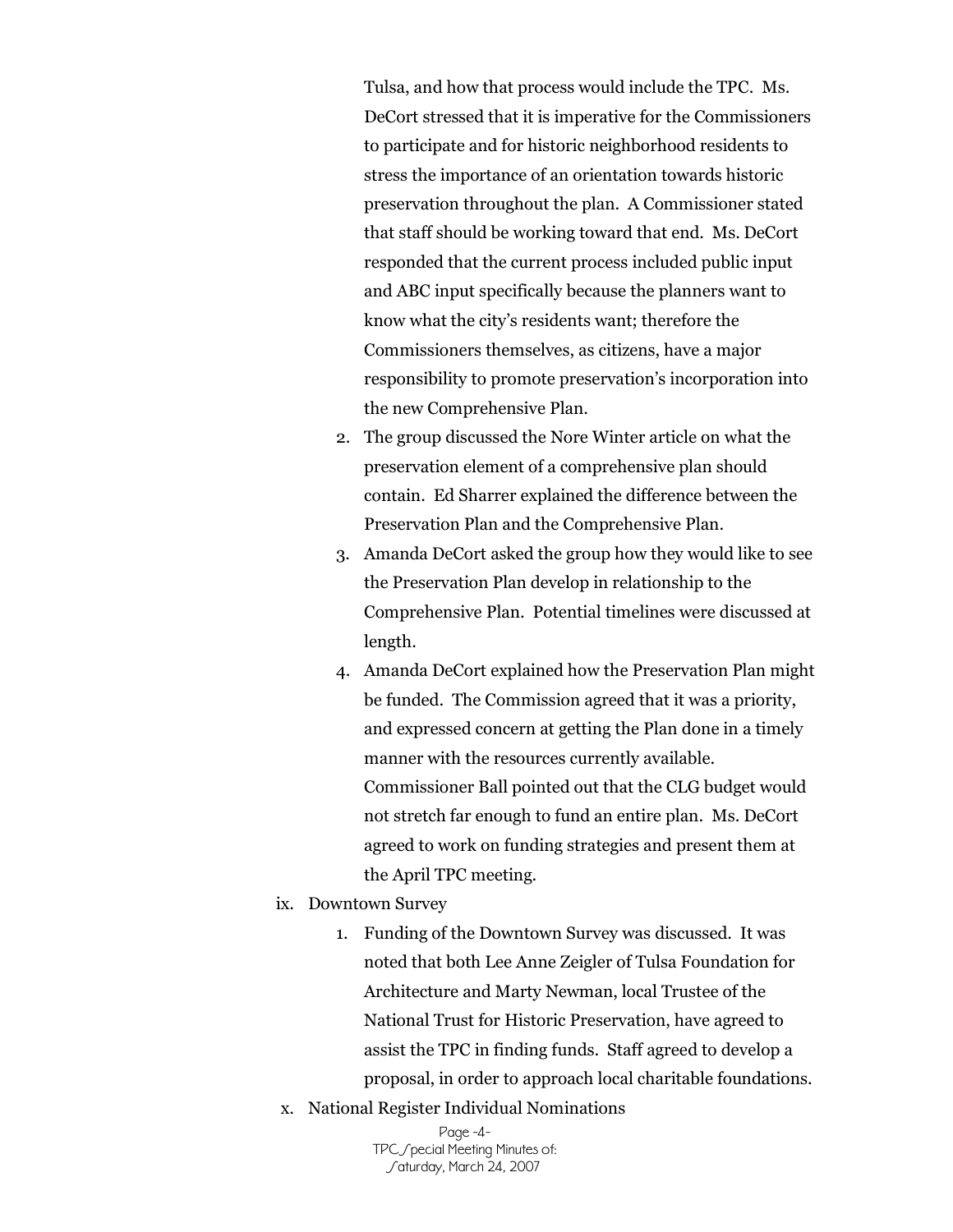Tulsa, and how that process would include the TPC. Ms. DeCort stressed that it is imperative for the Commissioners to participate and for historic neighborhood residents to stress the importance of an orientation towards historic preservation throughout the plan. A Commissioner stated that staff should be working toward that end. Ms. DeCort responded that the current process included public input and ABC input specifically because the planners want to know what the city's residents want; therefore the Commissioners themselves, as citizens, have a major responsibility to promote preservation's incorporation into the new Comprehensive Plan.

2. The group discussed the Nore Winter article on what the preservation element of a comprehensive plan should contain. Ed Sharrer explained the difference between the Preservation Plan and the Comprehensive Plan.
3. Amanda DeCort asked the group how they would like to see the Preservation Plan develop in relationship to the Comprehensive Plan. Potential timelines were discussed at length.
4. Amanda DeCort explained how the Preservation Plan might be funded. The Commission agreed that it was a priority, and expressed concern at getting the Plan done in a timely manner with the resources currently available. Commissioner Ball pointed out that the CLG budget would not stretch far enough to fund an entire plan. Ms. DeCort agreed to work on funding strategies and present them at the April TPC meeting.

ix. Downtown Survey

1. Funding of the Downtown Survey was discussed. It was noted that both Lee Anne Zeigler of Tulsa Foundation for Architecture and Marty Newman, local Trustee of the National Trust for Historic Preservation, have agreed to assist the TPC in finding funds. Staff agreed to develop a proposal, in order to approach local charitable foundations.

x. National Register Individual Nominations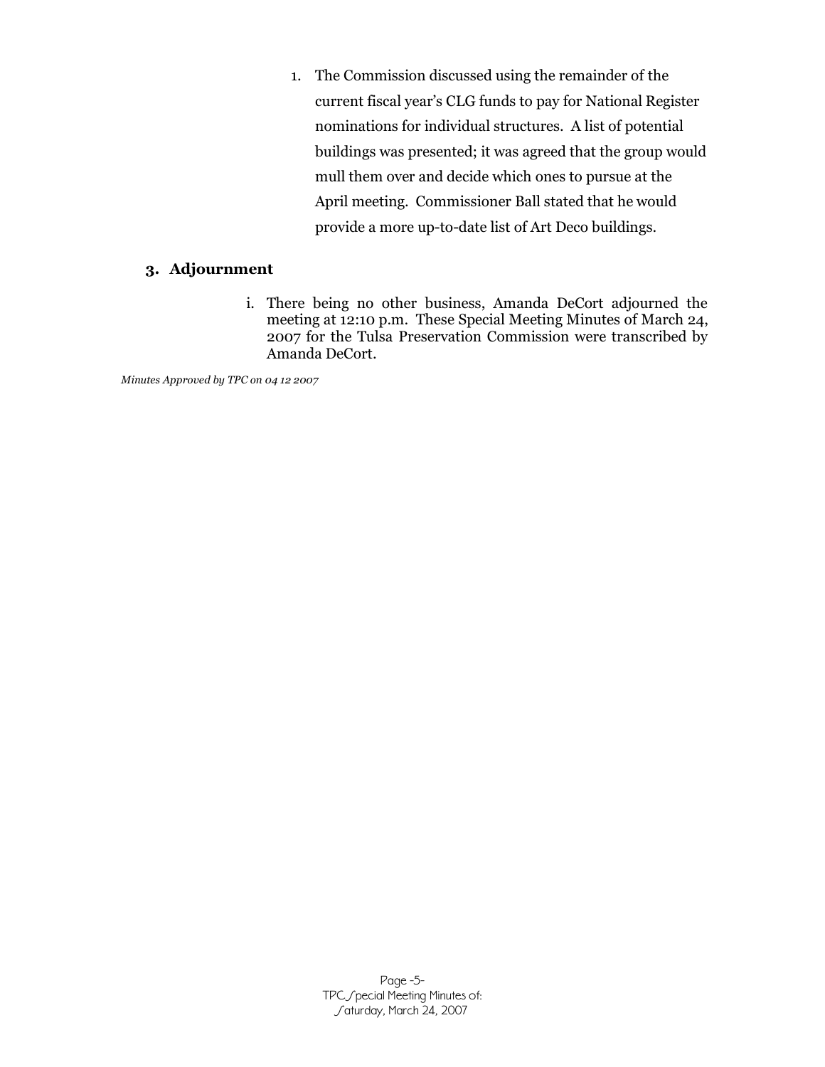1. The Commission discussed using the remainder of the current fiscal year's CLG funds to pay for National Register nominations for individual structures. A list of potential buildings was presented; it was agreed that the group would mull them over and decide which ones to pursue at the April meeting. Commissioner Ball stated that he would provide a more up-to-date list of Art Deco buildings.

### 3. Adjournment

i. There being no other business, Amanda DeCort adjourned the meeting at 12:10 p.m. These Special Meeting Minutes of March 24, 2007 for the Tulsa Preservation Commission were transcribed by Amanda DeCort.

*Minutes Approved by TPC on 04 12 2007*